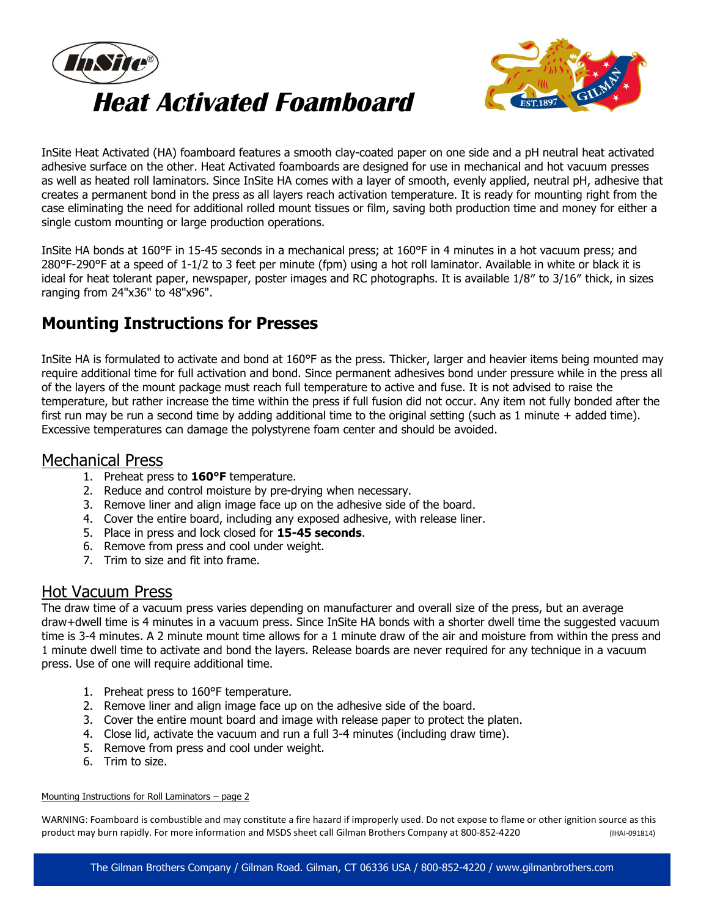InSite®

# Heat Activated Foamboard

InSite Heat Activated (HA) foamboard features a smooth clay-coated paper on one side and a pH neutral heat activated adhesive surface on the other. Heat Activated foamboards are designed for use in mechanical and hot vacuum presses as well as heated roll laminators. Since InSite HA comes with a layer of smooth, evenly applied, neutral pH, adhesive that creates a permanent bond in the press as all layers reach activation temperature. It is ready for mounting right from the case eliminating the need for additional rolled mount tissues or film, saving both production time and money for either a single custom mounting or large production operations.

InSite HA bonds at 160°F in 15-45 seconds in a mechanical press; at 160°F in 4 minutes in a hot vacuum press; and 280°F-290°F at a speed of 1-1/2 to 3 feet per minute (fpm) using a hot roll laminator. Available in white or black it is ideal for heat tolerant paper, newspaper, poster images and RC photographs. It is available 1/8" to 3/16" thick, in sizes ranging from 24"x36" to 48"x96".

## Mounting Instructions for Presses

InSite HA is formulated to activate and bond at 160°F as the press. Thicker, larger and heavier items being mounted may require additional time for full activation and bond. Since permanent adhesives bond under pressure while in the press all of the layers of the mount package must reach full temperature to active and fuse. It is not advised to raise the temperature, but rather increase the time within the press if full fusion did not occur. Any item not fully bonded after the first run may be run a second time by adding additional time to the original setting (such as 1 minute + added time). Excessive temperatures can damage the polystyrene foam center and should be avoided.

### Mechanical Press

1. Preheat press to **160°F** temperature.
2. Reduce and control moisture by pre-drying when necessary.
3. Remove liner and align image face up on the adhesive side of the board.
4. Cover the entire board, including any exposed adhesive, with release liner.
5. Place in press and lock closed for **15-45 seconds**.
6. Remove from press and cool under weight.
7. Trim to size and fit into frame.

### Hot Vacuum Press

The draw time of a vacuum press varies depending on manufacturer and overall size of the press, but an average draw+dwell time is 4 minutes in a vacuum press. Since InSite HA bonds with a shorter dwell time the suggested vacuum time is 3-4 minutes. A 2 minute mount time allows for a 1 minute draw of the air and moisture from within the press and 1 minute dwell time to activate and bond the layers. Release boards are never required for any technique in a vacuum press. Use of one will require additional time.

1. Preheat press to 160°F temperature.
2. Remove liner and align image face up on the adhesive side of the board.
3. Cover the entire mount board and image with release paper to protect the platen.
4. Close lid, activate the vacuum and run a full 3-4 minutes (including draw time).
5. Remove from press and cool under weight.
6. Trim to size.

Mounting Instructions for Roll Laminators – page 2

WARNING: Foamboard is combustible and may constitute a fire hazard if improperly used. Do not expose to flame or other ignition source as this product may burn rapidly. For more information and MSDS sheet call Gilman Brothers Company at 800-852-4220 (IHAI-091814)

The Gilman Brothers Company / Gilman Road. Gilman, CT 06336 USA / 800-852-4220 / www.gilmanbrothers.com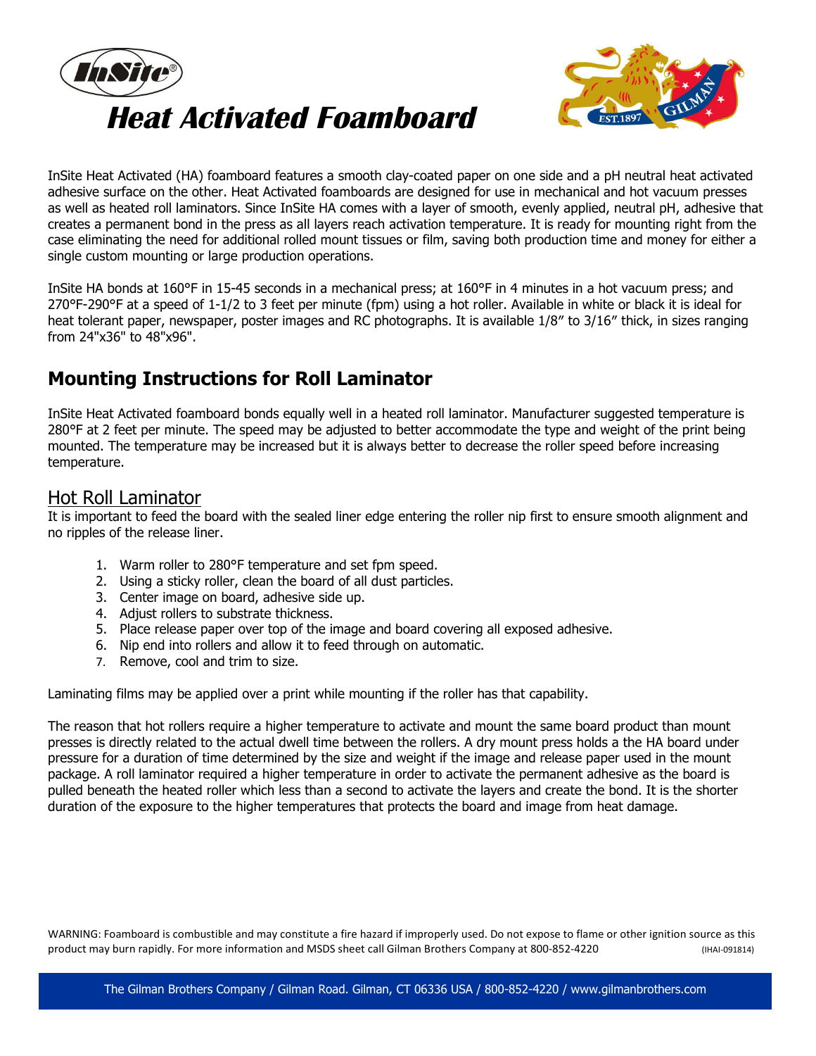# *Heat Activated Foamboard*

InSite Heat Activated (HA) foamboard features a smooth clay-coated paper on one side and a pH neutral heat activated adhesive surface on the other. Heat Activated foamboards are designed for use in mechanical and hot vacuum presses as well as heated roll laminators. Since InSite HA comes with a layer of smooth, evenly applied, neutral pH, adhesive that creates a permanent bond in the press as all layers reach activation temperature. It is ready for mounting right from the case eliminating the need for additional rolled mount tissues or film, saving both production time and money for either a single custom mounting or large production operations.

InSite HA bonds at 160°F in 15-45 seconds in a mechanical press; at 160°F in 4 minutes in a hot vacuum press; and 270°F-290°F at a speed of 1-1/2 to 3 feet per minute (fpm) using a hot roller. Available in white or black it is ideal for heat tolerant paper, newspaper, poster images and RC photographs. It is available 1/8″ to 3/16″ thick, in sizes ranging from 24"x36" to 48"x96".

## Mounting Instructions for Roll Laminator

InSite Heat Activated foamboard bonds equally well in a heated roll laminator. Manufacturer suggested temperature is 280°F at 2 feet per minute. The speed may be adjusted to better accommodate the type and weight of the print being mounted. The temperature may be increased but it is always better to decrease the roller speed before increasing temperature.

### Hot Roll Laminator

It is important to feed the board with the sealed liner edge entering the roller nip first to ensure smooth alignment and no ripples of the release liner.

1. Warm roller to 280°F temperature and set fpm speed.
2. Using a sticky roller, clean the board of all dust particles.
3. Center image on board, adhesive side up.
4. Adjust rollers to substrate thickness.
5. Place release paper over top of the image and board covering all exposed adhesive.
6. Nip end into rollers and allow it to feed through on automatic.
7. Remove, cool and trim to size.

Laminating films may be applied over a print while mounting if the roller has that capability.

The reason that hot rollers require a higher temperature to activate and mount the same board product than mount presses is directly related to the actual dwell time between the rollers. A dry mount press holds a the HA board under pressure for a duration of time determined by the size and weight if the image and release paper used in the mount package. A roll laminator required a higher temperature in order to activate the permanent adhesive as the board is pulled beneath the heated roller which less than a second to activate the layers and create the bond. It is the shorter duration of the exposure to the higher temperatures that protects the board and image from heat damage.

WARNING: Foamboard is combustible and may constitute a fire hazard if improperly used. Do not expose to flame or other ignition source as this product may burn rapidly. For more information and MSDS sheet call Gilman Brothers Company at 800-852-4220 (IHAI-091814)

The Gilman Brothers Company / Gilman Road. Gilman, CT 06336 USA / 800-852-4220 / www.gilmanbrothers.com